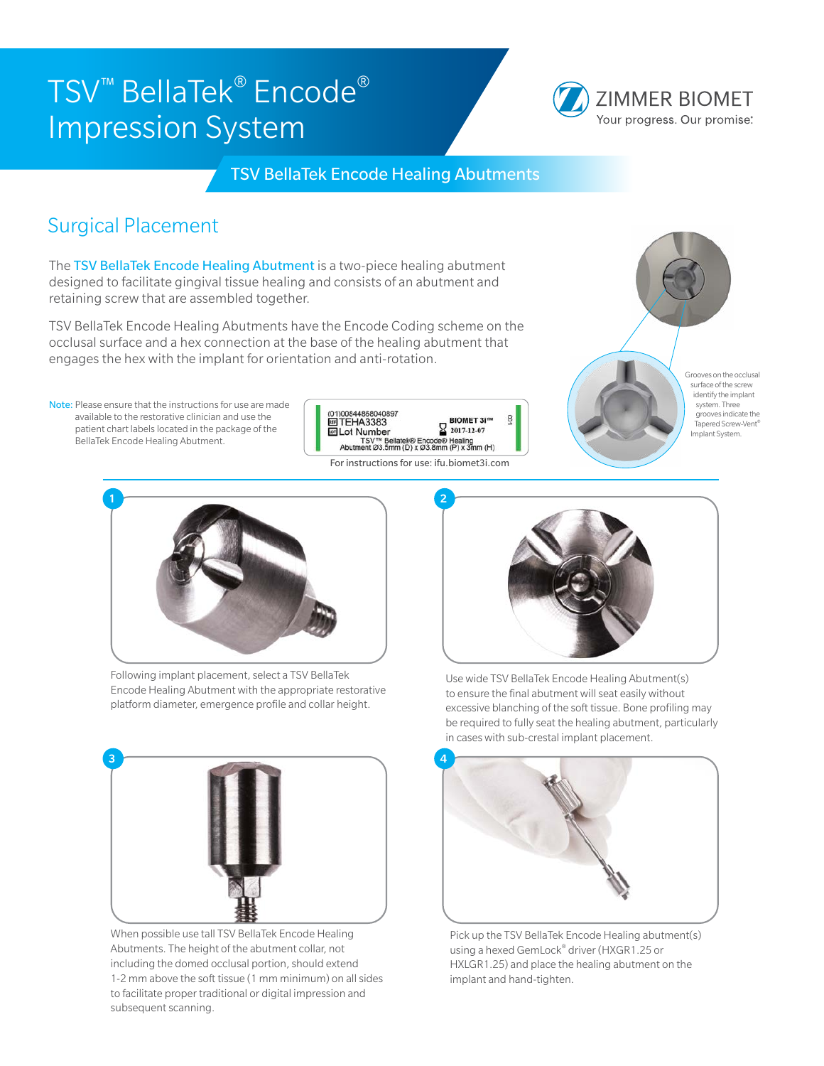# TSV™ BellaTek® Encode® Impression System

ZIMMER BIOMET
Your progress. Our promise.

## TSV BellaTek Encode Healing Abutments

### Surgical Placement

The TSV BellaTek Encode Healing Abutment is a two-piece healing abutment designed to facilitate gingival tissue healing and consists of an abutment and retaining screw that are assembled together.

TSV BellaTek Encode Healing Abutments have the Encode Coding scheme on the occlusal surface and a hex connection at the base of the healing abutment that engages the hex with the implant for orientation and anti-rotation.

Note: Please ensure that the instructions for use are made available to the restorative clinician and use the patient chart labels located in the package of the BellaTek Encode Healing Abutment.

(01)00844868040897
TEHA3383
Lot Number
BIOMET 3i™
2017-12-07
TSV™ Bellatek® Encode® Healing Abutment Ø3.5mm (D) x Ø3.8mm (P) x 3mm (H)

For instructions for use: ifu.biomet3i.com

Grooves on the occlusal surface of the screw identify the implant system. Three grooves indicate the Tapered Screw-Vent® Implant System.

1. Following implant placement, select a TSV BellaTek Encode Healing Abutment with the appropriate restorative platform diameter, emergence profile and collar height.

2. Use wide TSV BellaTek Encode Healing Abutment(s) to ensure the final abutment will seat easily without excessive blanching of the soft tissue. Bone profiling may be required to fully seat the healing abutment, particularly in cases with sub-crestal implant placement.

3. When possible use tall TSV BellaTek Encode Healing Abutments. The height of the abutment collar, not including the domed occlusal portion, should extend 1-2 mm above the soft tissue (1 mm minimum) on all sides to facilitate proper traditional or digital impression and subsequent scanning.

4. Pick up the TSV BellaTek Encode Healing abutment(s) using a hexed GemLock® driver (HXGR1.25 or HXLGR1.25) and place the healing abutment on the implant and hand-tighten.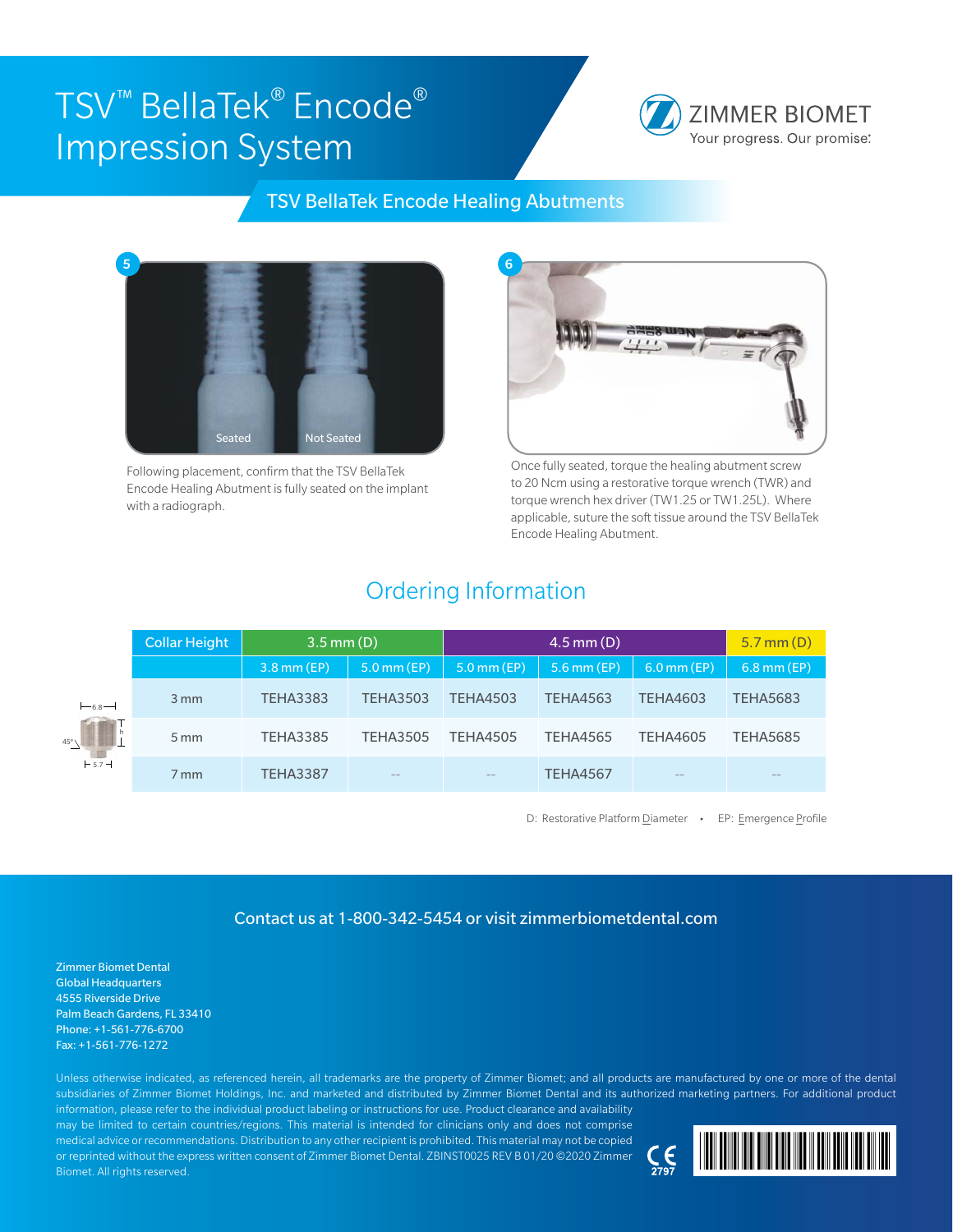# TSV™ BellaTek® Encode® Impression System

## TSV BellaTek Encode Healing Abutments

5

Seated

Not Seated

Following placement, confirm that the TSV BellaTek Encode Healing Abutment is fully seated on the implant with a radiograph.

6

Once fully seated, torque the healing abutment screw to 20 Ncm using a restorative torque wrench (TWR) and torque wrench hex driver (TW1.25 or TW1.25L). Where applicable, suture the soft tissue around the TSV BellaTek Encode Healing Abutment.

## Ordering Information

| Collar Height | 3.5 mm (D) | | 4.5 mm (D) | | | 5.7 mm (D) |
|---|---|---|---|---|---|---|
| | 3.8 mm (EP) | 5.0 mm (EP) | 5.0 mm (EP) | 5.6 mm (EP) | 6.0 mm (EP) | 6.8 mm (EP) |
| 3 mm | TEHA3383 | TEHA3503 | TEHA4503 | TEHA4563 | TEHA4603 | TEHA5683 |
| 5 mm | TEHA3385 | TEHA3505 | TEHA4505 | TEHA4565 | TEHA4605 | TEHA5685 |
| 7 mm | TEHA3387 | -- | -- | TEHA4567 | -- | -- |

D: Restorative Platform Diameter • EP: Emergence Profile

Contact us at 1-800-342-5454 or visit zimmerbiometdental.com

Zimmer Biomet Dental
Global Headquarters
4555 Riverside Drive
Palm Beach Gardens, FL 33410
Phone: +1-561-776-6700
Fax: +1-561-776-1272

Unless otherwise indicated, as referenced herein, all trademarks are the property of Zimmer Biomet; and all products are manufactured by one or more of the dental subsidiaries of Zimmer Biomet Holdings, Inc. and marketed and distributed by Zimmer Biomet Dental and its authorized marketing partners. For additional product information, please refer to the individual product labeling or instructions for use. Product clearance and availability may be limited to certain countries/regions. This material is intended for clinicians only and does not comprise medical advice or recommendations. Distribution to any other recipient is prohibited. This material may not be copied or reprinted without the express written consent of Zimmer Biomet Dental. ZBINST0025 REV B 01/20 ©2020 Zimmer Biomet. All rights reserved.

CE 2797